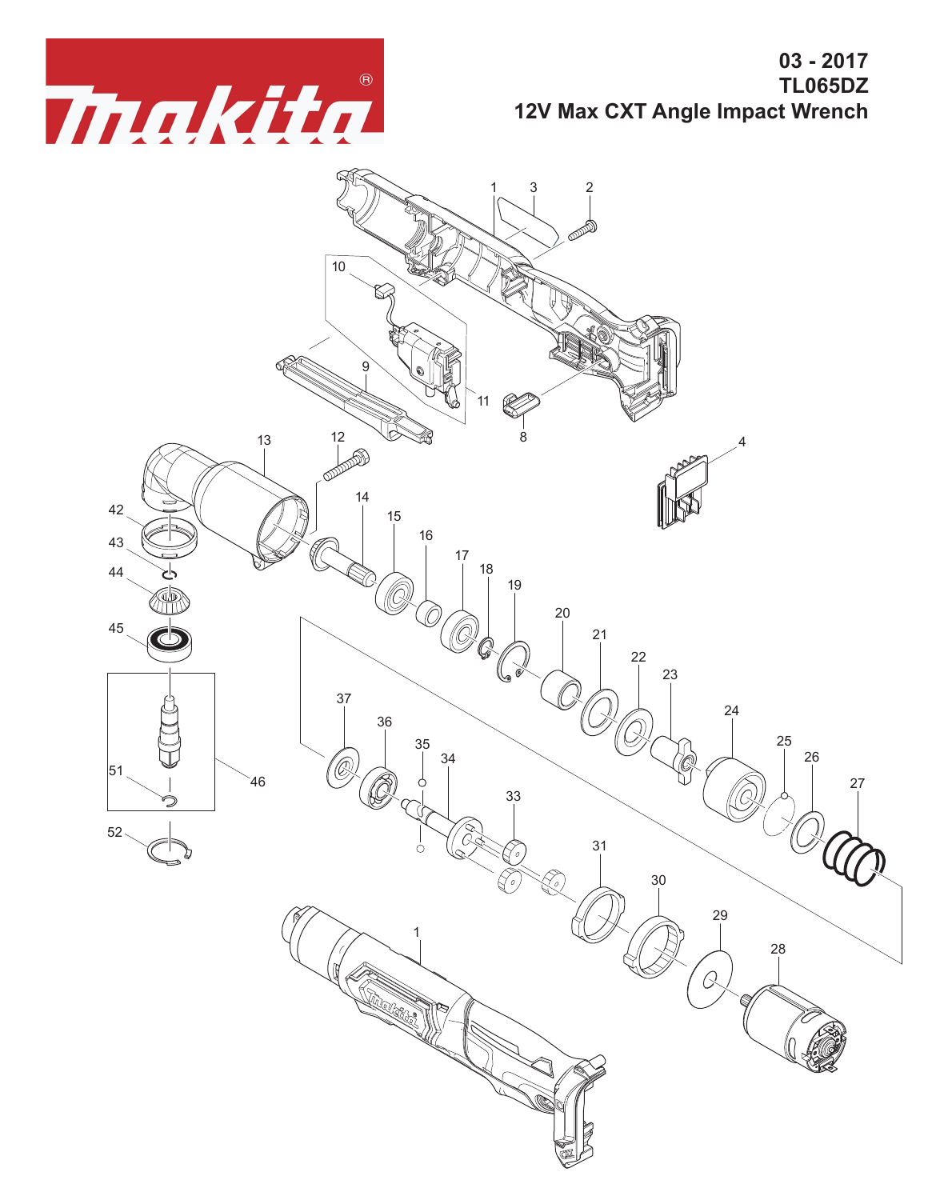Makita

03 - 2017

TL065DZ

12V Max CXT Angle Impact Wrench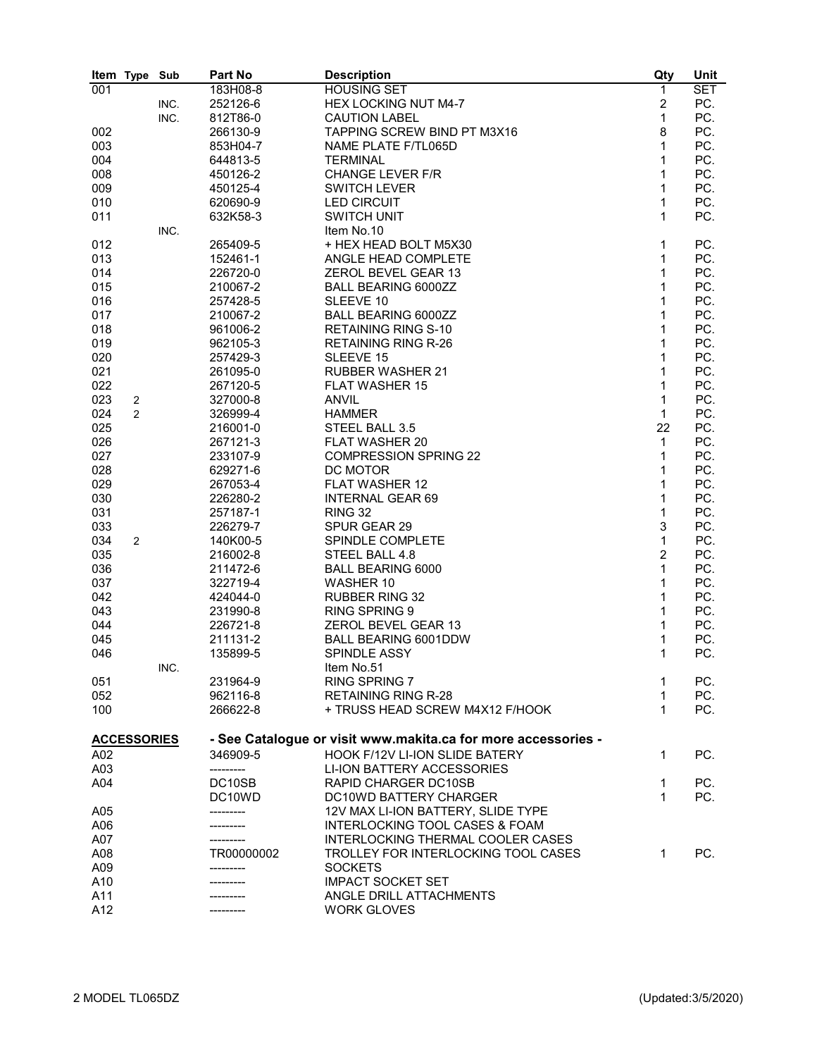| Item | Type | Sub | Part No | Description | Qty | Unit |
|---|---|---|---|---|---|---|
| 001 | | | 183H08-8 | HOUSING SET | 1 | SET |
| | | INC. | 252126-6 | HEX LOCKING NUT M4-7 | 2 | PC. |
| | | INC. | 812T86-0 | CAUTION LABEL | 1 | PC. |
| 002 | | | 266130-9 | TAPPING SCREW BIND PT M3X16 | 8 | PC. |
| 003 | | | 853H04-7 | NAME PLATE F/TL065D | 1 | PC. |
| 004 | | | 644813-5 | TERMINAL | 1 | PC. |
| 008 | | | 450126-2 | CHANGE LEVER F/R | 1 | PC. |
| 009 | | | 450125-4 | SWITCH LEVER | 1 | PC. |
| 010 | | | 620690-9 | LED CIRCUIT | 1 | PC. |
| 011 | | | 632K58-3 | SWITCH UNIT | 1 | PC. |
| | | INC. | | Item No.10 | | |
| 012 | | | 265409-5 | + HEX HEAD BOLT M5X30 | 1 | PC. |
| 013 | | | 152461-1 | ANGLE HEAD COMPLETE | 1 | PC. |
| 014 | | | 226720-0 | ZEROL BEVEL GEAR 13 | 1 | PC. |
| 015 | | | 210067-2 | BALL BEARING 6000ZZ | 1 | PC. |
| 016 | | | 257428-5 | SLEEVE 10 | 1 | PC. |
| 017 | | | 210067-2 | BALL BEARING 6000ZZ | 1 | PC. |
| 018 | | | 961006-2 | RETAINING RING S-10 | 1 | PC. |
| 019 | | | 962105-3 | RETAINING RING R-26 | 1 | PC. |
| 020 | | | 257429-3 | SLEEVE 15 | 1 | PC. |
| 021 | | | 261095-0 | RUBBER WASHER 21 | 1 | PC. |
| 022 | | | 267120-5 | FLAT WASHER 15 | 1 | PC. |
| 023 | 2 | | 327000-8 | ANVIL | 1 | PC. |
| 024 | 2 | | 326999-4 | HAMMER | 1 | PC. |
| 025 | | | 216001-0 | STEEL BALL 3.5 | 22 | PC. |
| 026 | | | 267121-3 | FLAT WASHER 20 | 1 | PC. |
| 027 | | | 233107-9 | COMPRESSION SPRING 22 | 1 | PC. |
| 028 | | | 629271-6 | DC MOTOR | 1 | PC. |
| 029 | | | 267053-4 | FLAT WASHER 12 | 1 | PC. |
| 030 | | | 226280-2 | INTERNAL GEAR 69 | 1 | PC. |
| 031 | | | 257187-1 | RING 32 | 1 | PC. |
| 033 | | | 226279-7 | SPUR GEAR 29 | 3 | PC. |
| 034 | 2 | | 140K00-5 | SPINDLE COMPLETE | 1 | PC. |
| 035 | | | 216002-8 | STEEL BALL 4.8 | 2 | PC. |
| 036 | | | 211472-6 | BALL BEARING 6000 | 1 | PC. |
| 037 | | | 322719-4 | WASHER 10 | 1 | PC. |
| 042 | | | 424044-0 | RUBBER RING 32 | 1 | PC. |
| 043 | | | 231990-8 | RING SPRING 9 | 1 | PC. |
| 044 | | | 226721-8 | ZEROL BEVEL GEAR 13 | 1 | PC. |
| 045 | | | 211131-2 | BALL BEARING 6001DDW | 1 | PC. |
| 046 | | | 135899-5 | SPINDLE ASSY | 1 | PC. |
| | | INC. | | Item No.51 | | |
| 051 | | | 231964-9 | RING SPRING 7 | 1 | PC. |
| 052 | | | 962116-8 | RETAINING RING R-28 | 1 | PC. |
| 100 | | | 266622-8 | + TRUSS HEAD SCREW M4X12 F/HOOK | 1 | PC. |

**ACCESSORIES** **- See Catalogue or visit www.makita.ca for more accessories -**

| Item | Type | Sub | Part No | Description | Qty | Unit |
|---|---|---|---|---|---|---|
| A02 | | | 346909-5 | HOOK F/12V LI-ION SLIDE BATERY | 1 | PC. |
| A03 | | | --------- | LI-ION BATTERY ACCESSORIES | | |
| A04 | | | DC10SB | RAPID CHARGER DC10SB | 1 | PC. |
| | | | DC10WD | DC10WD BATTERY CHARGER | 1 | PC. |
| A05 | | | --------- | 12V MAX LI-ION BATTERY, SLIDE TYPE | | |
| A06 | | | --------- | INTERLOCKING TOOL CASES & FOAM | | |
| A07 | | | --------- | INTERLOCKING THERMAL COOLER CASES | | |
| A08 | | | TR00000002 | TROLLEY FOR INTERLOCKING TOOL CASES | 1 | PC. |
| A09 | | | --------- | SOCKETS | | |
| A10 | | | --------- | IMPACT SOCKET SET | | |
| A11 | | | --------- | ANGLE DRILL ATTACHMENTS | | |
| A12 | | | --------- | WORK GLOVES | | |

MODEL TL065DZ (Updated:3/5/2020)